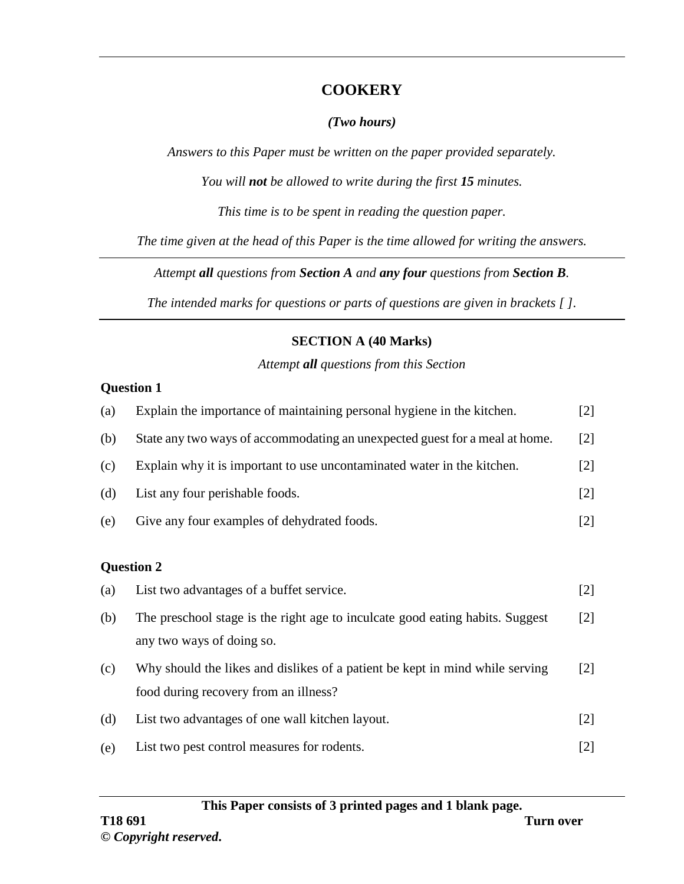# COOKERY

***(Two hours)***

*Answers to this Paper must be written on the paper provided separately.*

*You will **not** be allowed to write during the first **15** minutes.*

*This time is to be spent in reading the question paper.*

*The time given at the head of this Paper is the time allowed for writing the answers.*

---

*Attempt **all** questions from **Section A** and **any four** questions from **Section B**.*

*The intended marks for questions or parts of questions are given in brackets [ ].*

---

## SECTION A (40 Marks)

*Attempt **all** questions from this Section*

### Question 1

(a) Explain the importance of maintaining personal hygiene in the kitchen. [2]

(b) State any two ways of accommodating an unexpected guest for a meal at home. [2]

(c) Explain why it is important to use uncontaminated water in the kitchen. [2]

(d) List any four perishable foods. [2]

(e) Give any four examples of dehydrated foods. [2]

### Question 2

(a) List two advantages of a buffet service. [2]

(b) The preschool stage is the right age to inculcate good eating habits. Suggest any two ways of doing so. [2]

(c) Why should the likes and dislikes of a patient be kept in mind while serving food during recovery from an illness? [2]

(d) List two advantages of one wall kitchen layout. [2]

(e) List two pest control measures for rodents. [2]

**This Paper consists of 3 printed pages and 1 blank page.**

**T18 691**

**Turn over**

**© *Copyright reserved*.**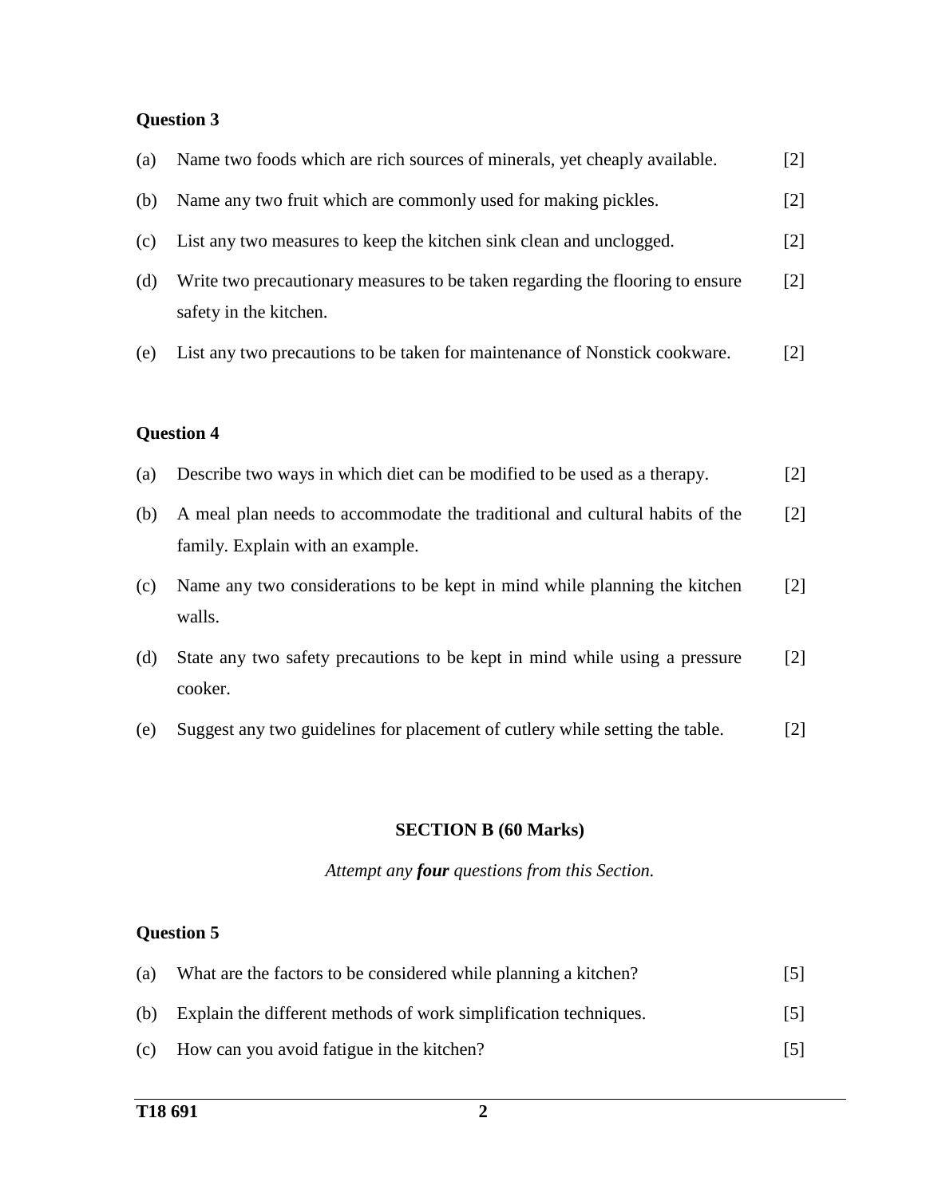**Question 3**

(a) Name two foods which are rich sources of minerals, yet cheaply available. [2]

(b) Name any two fruit which are commonly used for making pickles. [2]

(c) List any two measures to keep the kitchen sink clean and unclogged. [2]

(d) Write two precautionary measures to be taken regarding the flooring to ensure safety in the kitchen. [2]

(e) List any two precautions to be taken for maintenance of Nonstick cookware. [2]

**Question 4**

(a) Describe two ways in which diet can be modified to be used as a therapy. [2]

(b) A meal plan needs to accommodate the traditional and cultural habits of the family. Explain with an example. [2]

(c) Name any two considerations to be kept in mind while planning the kitchen walls. [2]

(d) State any two safety precautions to be kept in mind while using a pressure cooker. [2]

(e) Suggest any two guidelines for placement of cutlery while setting the table. [2]

## SECTION B (60 Marks)

*Attempt any* ***four*** *questions from this Section.*

**Question 5**

(a) What are the factors to be considered while planning a kitchen? [5]

(b) Explain the different methods of work simplification techniques. [5]

(c) How can you avoid fatigue in the kitchen? [5]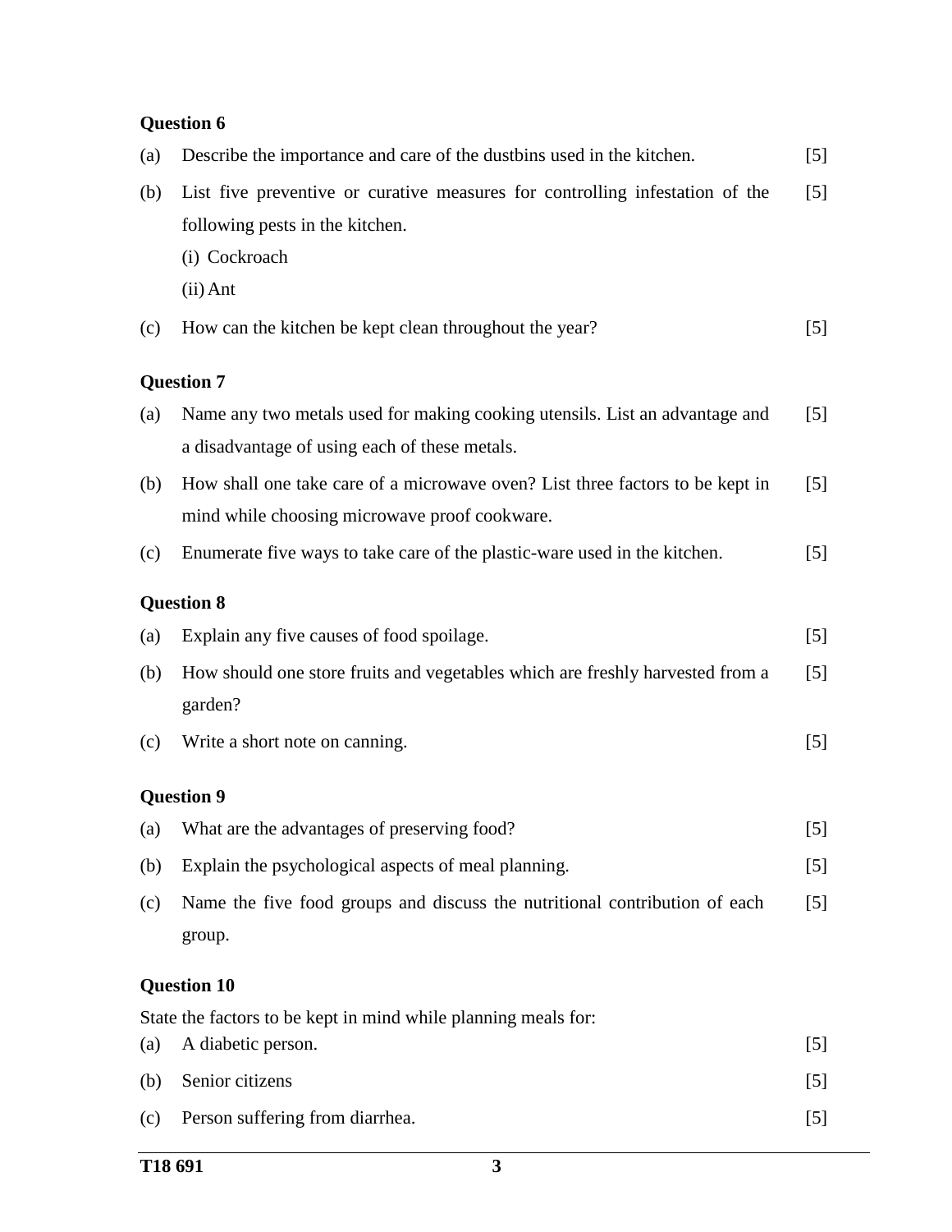**Question 6**

(a) Describe the importance and care of the dustbins used in the kitchen. [5]

(b) List five preventive or curative measures for controlling infestation of the following pests in the kitchen. [5]

(i) Cockroach

(ii) Ant

(c) How can the kitchen be kept clean throughout the year? [5]

**Question 7**

(a) Name any two metals used for making cooking utensils. List an advantage and a disadvantage of using each of these metals. [5]

(b) How shall one take care of a microwave oven? List three factors to be kept in mind while choosing microwave proof cookware. [5]

(c) Enumerate five ways to take care of the plastic-ware used in the kitchen. [5]

**Question 8**

(a) Explain any five causes of food spoilage. [5]

(b) How should one store fruits and vegetables which are freshly harvested from a garden? [5]

(c) Write a short note on canning. [5]

**Question 9**

(a) What are the advantages of preserving food? [5]

(b) Explain the psychological aspects of meal planning. [5]

(c) Name the five food groups and discuss the nutritional contribution of each group. [5]

**Question 10**

State the factors to be kept in mind while planning meals for:

(a) A diabetic person. [5]

(b) Senior citizens [5]

(c) Person suffering from diarrhea. [5]